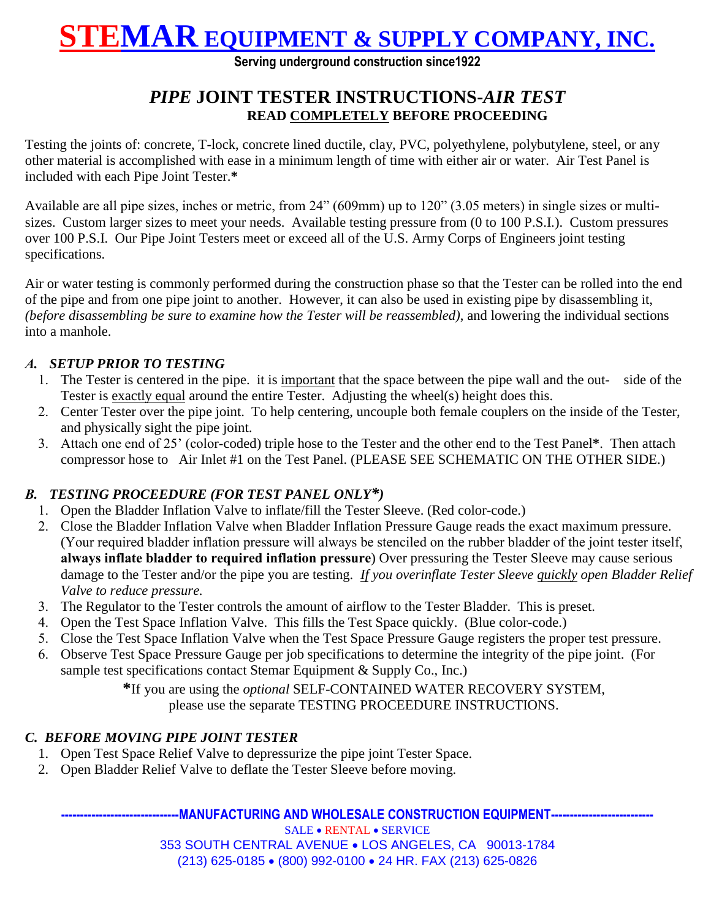# STEMAR EQUIPMENT & SUPPLY COMPANY, INC.

**Serving underground construction since1922**

## *PIPE* JOINT TESTER INSTRUCTIONS-*AIR TEST*

**READ COMPLETELY BEFORE PROCEEDING**

Testing the joints of: concrete, T-lock, concrete lined ductile, clay, PVC, polyethylene, polybutylene, steel, or any other material is accomplished with ease in a minimum length of time with either air or water. Air Test Panel is included with each Pipe Joint Tester.*

Available are all pipe sizes, inches or metric, from 24" (609mm) up to 120" (3.05 meters) in single sizes or multi-sizes. Custom larger sizes to meet your needs. Available testing pressure from (0 to 100 P.S.I.). Custom pressures over 100 P.S.I. Our Pipe Joint Testers meet or exceed all of the U.S. Army Corps of Engineers joint testing specifications.

Air or water testing is commonly performed during the construction phase so that the Tester can be rolled into the end of the pipe and from one pipe joint to another. However, it can also be used in existing pipe by disassembling it, *(before disassembling be sure to examine how the Tester will be reassembled)*, and lowering the individual sections into a manhole.

### *A. SETUP PRIOR TO TESTING*

1. The Tester is centered in the pipe. it is important that the space between the pipe wall and the out- side of the Tester is exactly equal around the entire Tester. Adjusting the wheel(s) height does this.
2. Center Tester over the pipe joint. To help centering, uncouple both female couplers on the inside of the Tester, and physically sight the pipe joint.
3. Attach one end of 25' (color-coded) triple hose to the Tester and the other end to the Test Panel**\***. Then attach compressor hose to Air Inlet #1 on the Test Panel. (PLEASE SEE SCHEMATIC ON THE OTHER SIDE.)

### *B. TESTING PROCEEDURE (FOR TEST PANEL ONLY\*)*

1. Open the Bladder Inflation Valve to inflate/fill the Tester Sleeve. (Red color-code.)
2. Close the Bladder Inflation Valve when Bladder Inflation Pressure Gauge reads the exact maximum pressure. (Your required bladder inflation pressure will always be stenciled on the rubber bladder of the joint tester itself, **always inflate bladder to required inflation pressure**) Over pressuring the Tester Sleeve may cause serious damage to the Tester and/or the pipe you are testing. *If you overinflate Tester Sleeve quickly open Bladder Relief Valve to reduce pressure.*
3. The Regulator to the Tester controls the amount of airflow to the Tester Bladder. This is preset.
4. Open the Test Space Inflation Valve. This fills the Test Space quickly. (Blue color-code.)
5. Close the Test Space Inflation Valve when the Test Space Pressure Gauge registers the proper test pressure.
6. Observe Test Space Pressure Gauge per job specifications to determine the integrity of the pipe joint. (For sample test specifications contact Stemar Equipment & Supply Co., Inc.)

**\***If you are using the *optional* SELF-CONTAINED WATER RECOVERY SYSTEM, please use the separate TESTING PROCEEDURE INSTRUCTIONS.

### *C. BEFORE MOVING PIPE JOINT TESTER*

1. Open Test Space Relief Valve to depressurize the pipe joint Tester Space.
2. Open Bladder Relief Valve to deflate the Tester Sleeve before moving.

**------------------------------MANUFACTURING AND WHOLESALE CONSTRUCTION EQUIPMENT--------------------------**

SALE • RENTAL • SERVICE

353 SOUTH CENTRAL AVENUE • LOS ANGELES, CA 90013-1784

(213) 625-0185 • (800) 992-0100 • 24 HR. FAX (213) 625-0826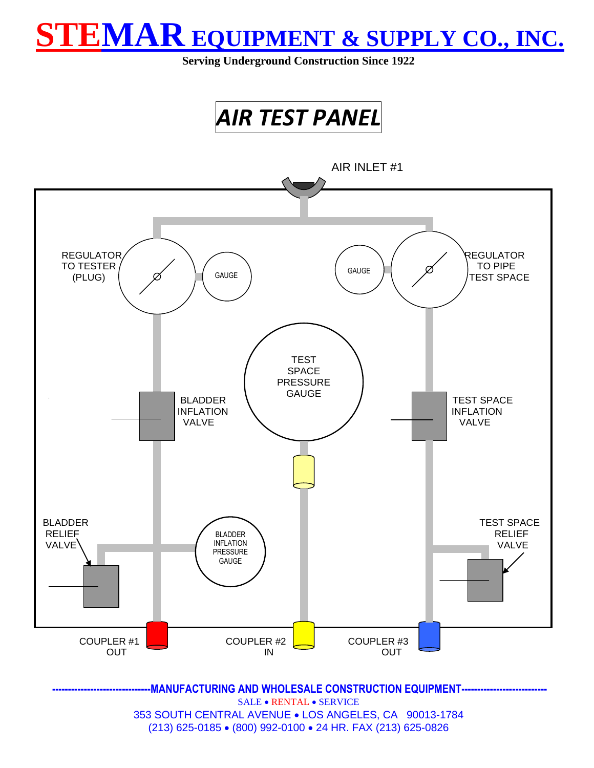# STEMAR EQUIPMENT & SUPPLY CO., INC.

**Serving Underground Construction Since 1922**

## *AIR TEST PANEL*

AIR INLET #1

REGULATOR TO TESTER (PLUG)

GAUGE

GAUGE

REGULATOR TO PIPE TEST SPACE

TEST SPACE PRESSURE GAUGE

BLADDER INFLATION VALVE

TEST SPACE INFLATION VALVE

BLADDER RELIEF VALVE

BLADDER INFLATION PRESSURE GAUGE

TEST SPACE RELIEF VALVE

COUPLER #1 OUT

COUPLER #2 IN

COUPLER #3 OUT

**-------------------------------MANUFACTURING AND WHOLESALE CONSTRUCTION EQUIPMENT---------------------------**

SALE • RENTAL • SERVICE

353 SOUTH CENTRAL AVENUE • LOS ANGELES, CA 90013-1784

(213) 625-0185 • (800) 992-0100 • 24 HR. FAX (213) 625-0826